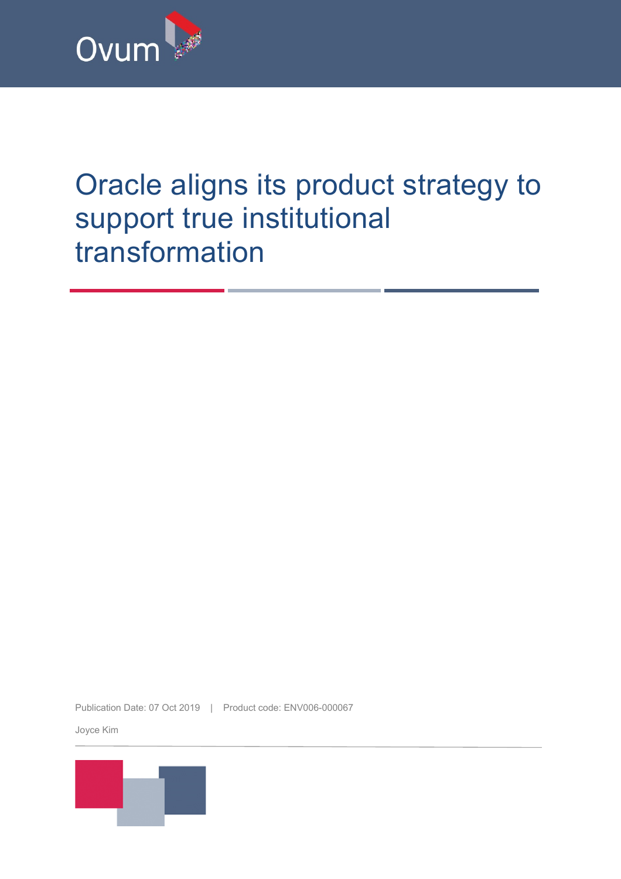Ovum

# Oracle aligns its product strategy to support true institutional transformation

Publication Date: 07 Oct 2019 | Product code: ENV006-000067

Joyce Kim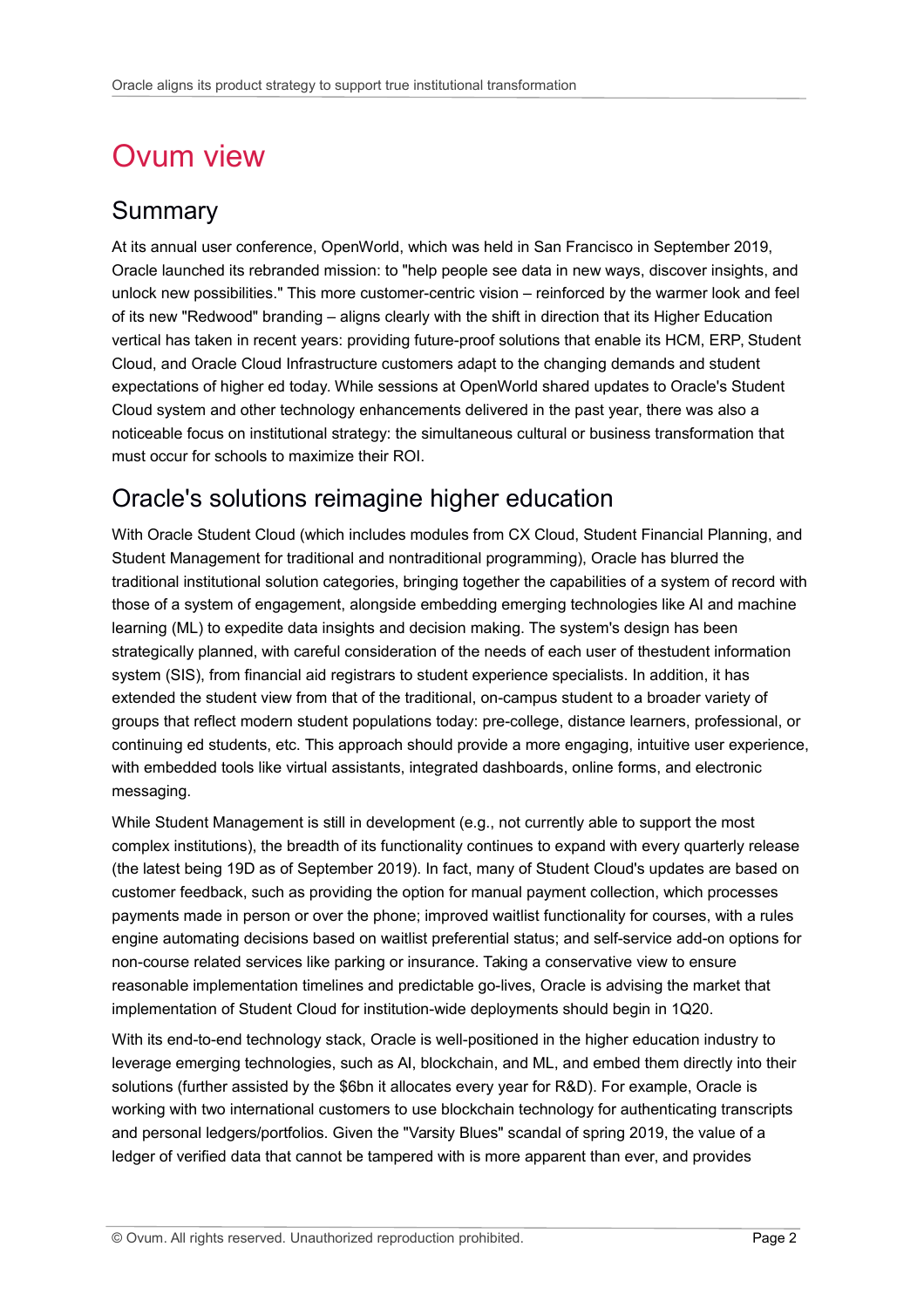# Ovum view

## Summary

At its annual user conference, OpenWorld, which was held in San Francisco in September 2019, Oracle launched its rebranded mission: to "help people see data in new ways, discover insights, and unlock new possibilities." This more customer-centric vision – reinforced by the warmer look and feel of its new "Redwood" branding – aligns clearly with the shift in direction that its Higher Education vertical has taken in recent years: providing future-proof solutions that enable its HCM, ERP, Student Cloud, and Oracle Cloud Infrastructure customers adapt to the changing demands and student expectations of higher ed today. While sessions at OpenWorld shared updates to Oracle's Student Cloud system and other technology enhancements delivered in the past year, there was also a noticeable focus on institutional strategy: the simultaneous cultural or business transformation that must occur for schools to maximize their ROI.

## Oracle's solutions reimagine higher education

With Oracle Student Cloud (which includes modules from CX Cloud, Student Financial Planning, and Student Management for traditional and nontraditional programming), Oracle has blurred the traditional institutional solution categories, bringing together the capabilities of a system of record with those of a system of engagement, alongside embedding emerging technologies like AI and machine learning (ML) to expedite data insights and decision making. The system's design has been strategically planned, with careful consideration of the needs of each user of thestudent information system (SIS), from financial aid registrars to student experience specialists. In addition, it has extended the student view from that of the traditional, on-campus student to a broader variety of groups that reflect modern student populations today: pre-college, distance learners, professional, or continuing ed students, etc. This approach should provide a more engaging, intuitive user experience, with embedded tools like virtual assistants, integrated dashboards, online forms, and electronic messaging.

While Student Management is still in development (e.g., not currently able to support the most complex institutions), the breadth of its functionality continues to expand with every quarterly release (the latest being 19D as of September 2019). In fact, many of Student Cloud's updates are based on customer feedback, such as providing the option for manual payment collection, which processes payments made in person or over the phone; improved waitlist functionality for courses, with a rules engine automating decisions based on waitlist preferential status; and self-service add-on options for non-course related services like parking or insurance. Taking a conservative view to ensure reasonable implementation timelines and predictable go-lives, Oracle is advising the market that implementation of Student Cloud for institution-wide deployments should begin in 1Q20.

With its end-to-end technology stack, Oracle is well-positioned in the higher education industry to leverage emerging technologies, such as AI, blockchain, and ML, and embed them directly into their solutions (further assisted by the $6bn it allocates every year for R&D). For example, Oracle is working with two international customers to use blockchain technology for authenticating transcripts and personal ledgers/portfolios. Given the "Varsity Blues" scandal of spring 2019, the value of a ledger of verified data that cannot be tampered with is more apparent than ever, and provides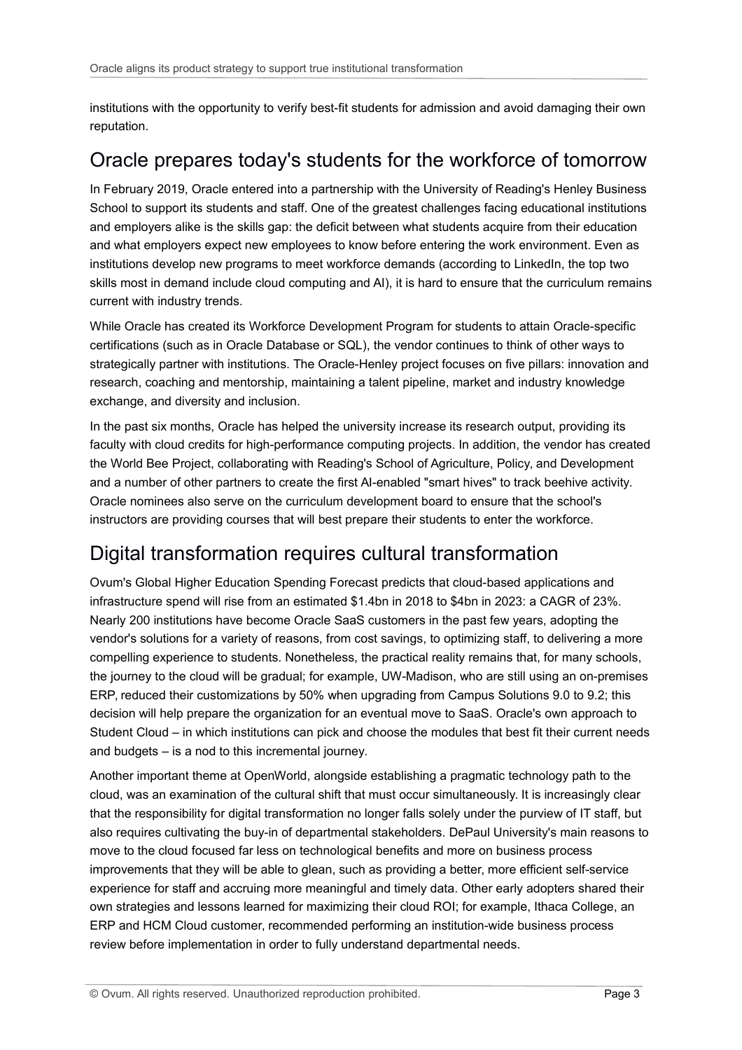institutions with the opportunity to verify best-fit students for admission and avoid damaging their own reputation.

## Oracle prepares today's students for the workforce of tomorrow

In February 2019, Oracle entered into a partnership with the University of Reading's Henley Business School to support its students and staff. One of the greatest challenges facing educational institutions and employers alike is the skills gap: the deficit between what students acquire from their education and what employers expect new employees to know before entering the work environment. Even as institutions develop new programs to meet workforce demands (according to LinkedIn, the top two skills most in demand include cloud computing and AI), it is hard to ensure that the curriculum remains current with industry trends.

While Oracle has created its Workforce Development Program for students to attain Oracle-specific certifications (such as in Oracle Database or SQL), the vendor continues to think of other ways to strategically partner with institutions. The Oracle-Henley project focuses on five pillars: innovation and research, coaching and mentorship, maintaining a talent pipeline, market and industry knowledge exchange, and diversity and inclusion.

In the past six months, Oracle has helped the university increase its research output, providing its faculty with cloud credits for high-performance computing projects. In addition, the vendor has created the World Bee Project, collaborating with Reading's School of Agriculture, Policy, and Development and a number of other partners to create the first AI-enabled "smart hives" to track beehive activity. Oracle nominees also serve on the curriculum development board to ensure that the school's instructors are providing courses that will best prepare their students to enter the workforce.

## Digital transformation requires cultural transformation

Ovum's Global Higher Education Spending Forecast predicts that cloud-based applications and infrastructure spend will rise from an estimated $1.4bn in 2018 to $4bn in 2023: a CAGR of 23%. Nearly 200 institutions have become Oracle SaaS customers in the past few years, adopting the vendor's solutions for a variety of reasons, from cost savings, to optimizing staff, to delivering a more compelling experience to students. Nonetheless, the practical reality remains that, for many schools, the journey to the cloud will be gradual; for example, UW-Madison, who are still using an on-premises ERP, reduced their customizations by 50% when upgrading from Campus Solutions 9.0 to 9.2; this decision will help prepare the organization for an eventual move to SaaS. Oracle's own approach to Student Cloud – in which institutions can pick and choose the modules that best fit their current needs and budgets – is a nod to this incremental journey.

Another important theme at OpenWorld, alongside establishing a pragmatic technology path to the cloud, was an examination of the cultural shift that must occur simultaneously. It is increasingly clear that the responsibility for digital transformation no longer falls solely under the purview of IT staff, but also requires cultivating the buy-in of departmental stakeholders. DePaul University's main reasons to move to the cloud focused far less on technological benefits and more on business process improvements that they will be able to glean, such as providing a better, more efficient self-service experience for staff and accruing more meaningful and timely data. Other early adopters shared their own strategies and lessons learned for maximizing their cloud ROI; for example, Ithaca College, an ERP and HCM Cloud customer, recommended performing an institution-wide business process review before implementation in order to fully understand departmental needs.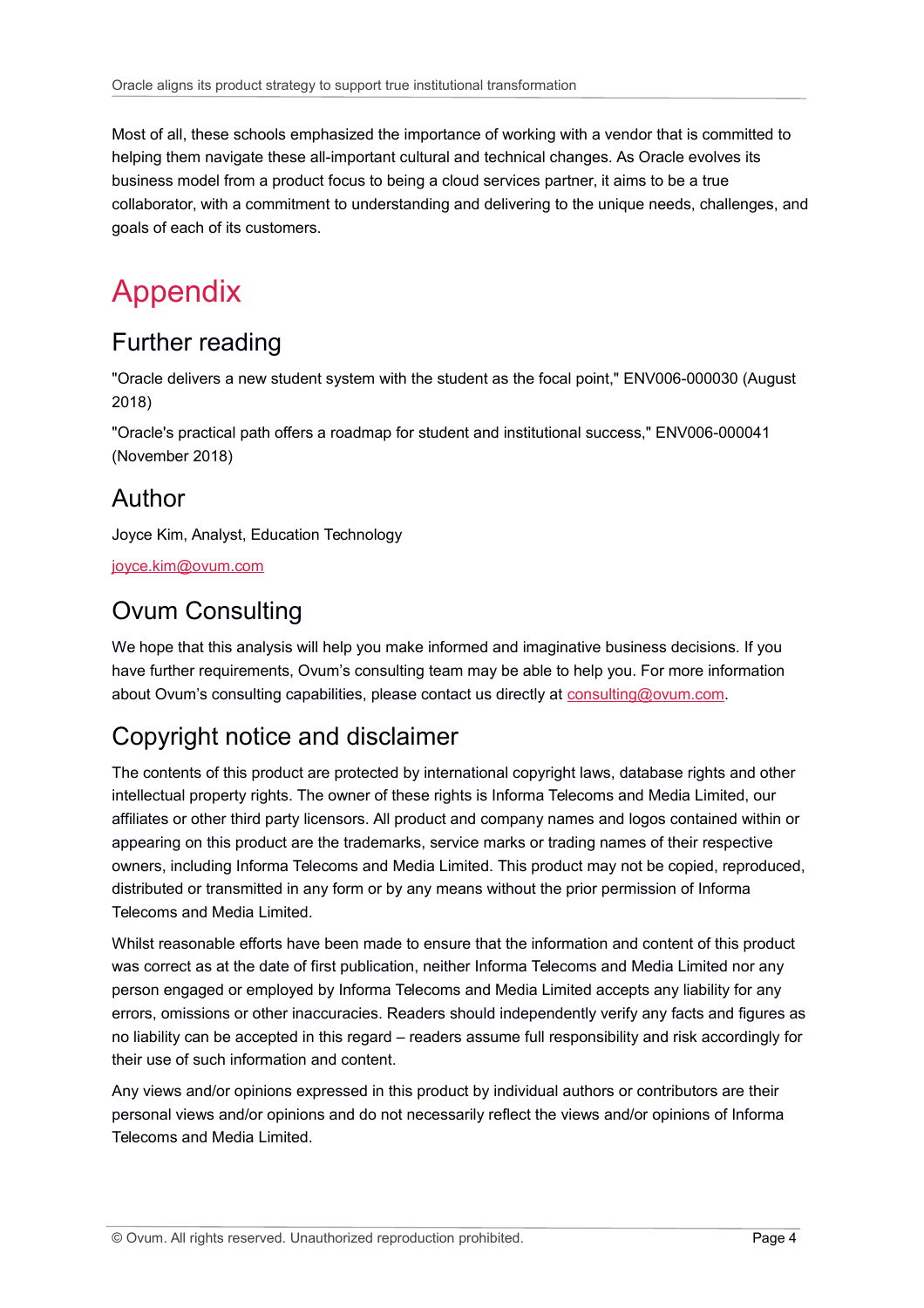Most of all, these schools emphasized the importance of working with a vendor that is committed to helping them navigate these all-important cultural and technical changes. As Oracle evolves its business model from a product focus to being a cloud services partner, it aims to be a true collaborator, with a commitment to understanding and delivering to the unique needs, challenges, and goals of each of its customers.

# Appendix

## Further reading

"Oracle delivers a new student system with the student as the focal point," ENV006-000030 (August 2018)

"Oracle's practical path offers a roadmap for student and institutional success," ENV006-000041 (November 2018)

## Author

Joyce Kim, Analyst, Education Technology

joyce.kim@ovum.com

## Ovum Consulting

We hope that this analysis will help you make informed and imaginative business decisions. If you have further requirements, Ovum's consulting team may be able to help you. For more information about Ovum's consulting capabilities, please contact us directly at consulting@ovum.com.

## Copyright notice and disclaimer

The contents of this product are protected by international copyright laws, database rights and other intellectual property rights. The owner of these rights is Informa Telecoms and Media Limited, our affiliates or other third party licensors. All product and company names and logos contained within or appearing on this product are the trademarks, service marks or trading names of their respective owners, including Informa Telecoms and Media Limited. This product may not be copied, reproduced, distributed or transmitted in any form or by any means without the prior permission of Informa Telecoms and Media Limited.

Whilst reasonable efforts have been made to ensure that the information and content of this product was correct as at the date of first publication, neither Informa Telecoms and Media Limited nor any person engaged or employed by Informa Telecoms and Media Limited accepts any liability for any errors, omissions or other inaccuracies. Readers should independently verify any facts and figures as no liability can be accepted in this regard – readers assume full responsibility and risk accordingly for their use of such information and content.

Any views and/or opinions expressed in this product by individual authors or contributors are their personal views and/or opinions and do not necessarily reflect the views and/or opinions of Informa Telecoms and Media Limited.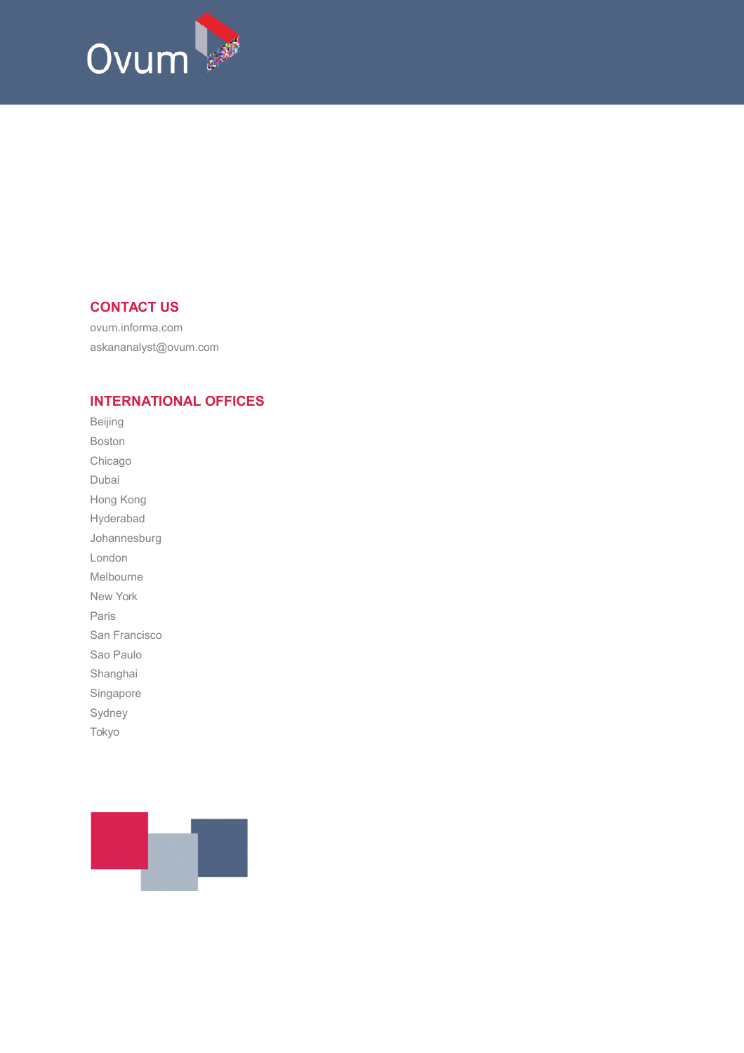## CONTACT US

ovum.informa.com

askananalyst@ovum.com

## INTERNATIONAL OFFICES

Beijing
Boston
Chicago
Dubai
Hong Kong
Hyderabad
Johannesburg
London
Melbourne
New York
Paris
San Francisco
Sao Paulo
Shanghai
Singapore
Sydney
Tokyo